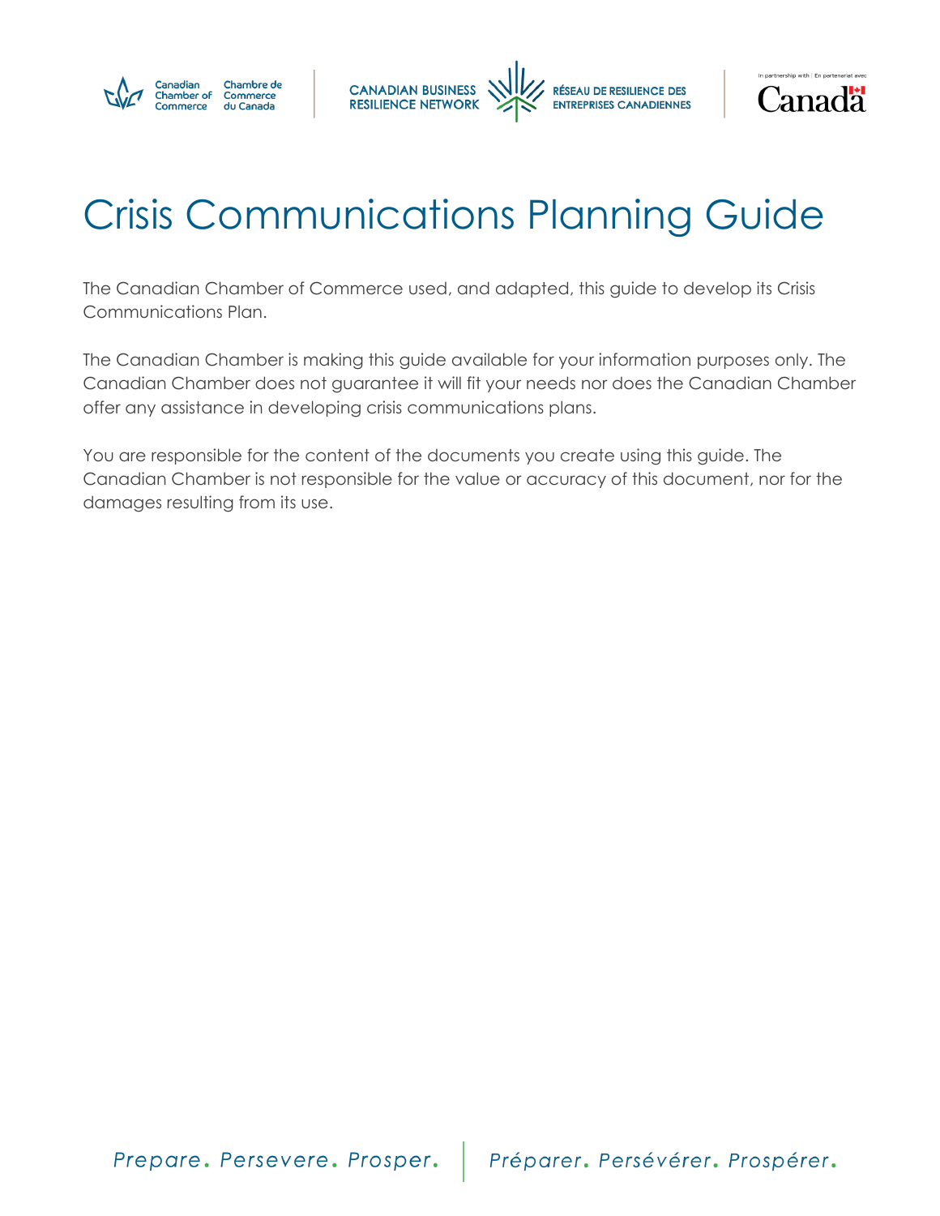# Crisis Communications Planning Guide

The Canadian Chamber of Commerce used, and adapted, this guide to develop its Crisis Communications Plan.

The Canadian Chamber is making this guide available for your information purposes only. The Canadian Chamber does not guarantee it will fit your needs nor does the Canadian Chamber offer any assistance in developing crisis communications plans.

You are responsible for the content of the documents you create using this guide. The Canadian Chamber is not responsible for the value or accuracy of this document, nor for the damages resulting from its use.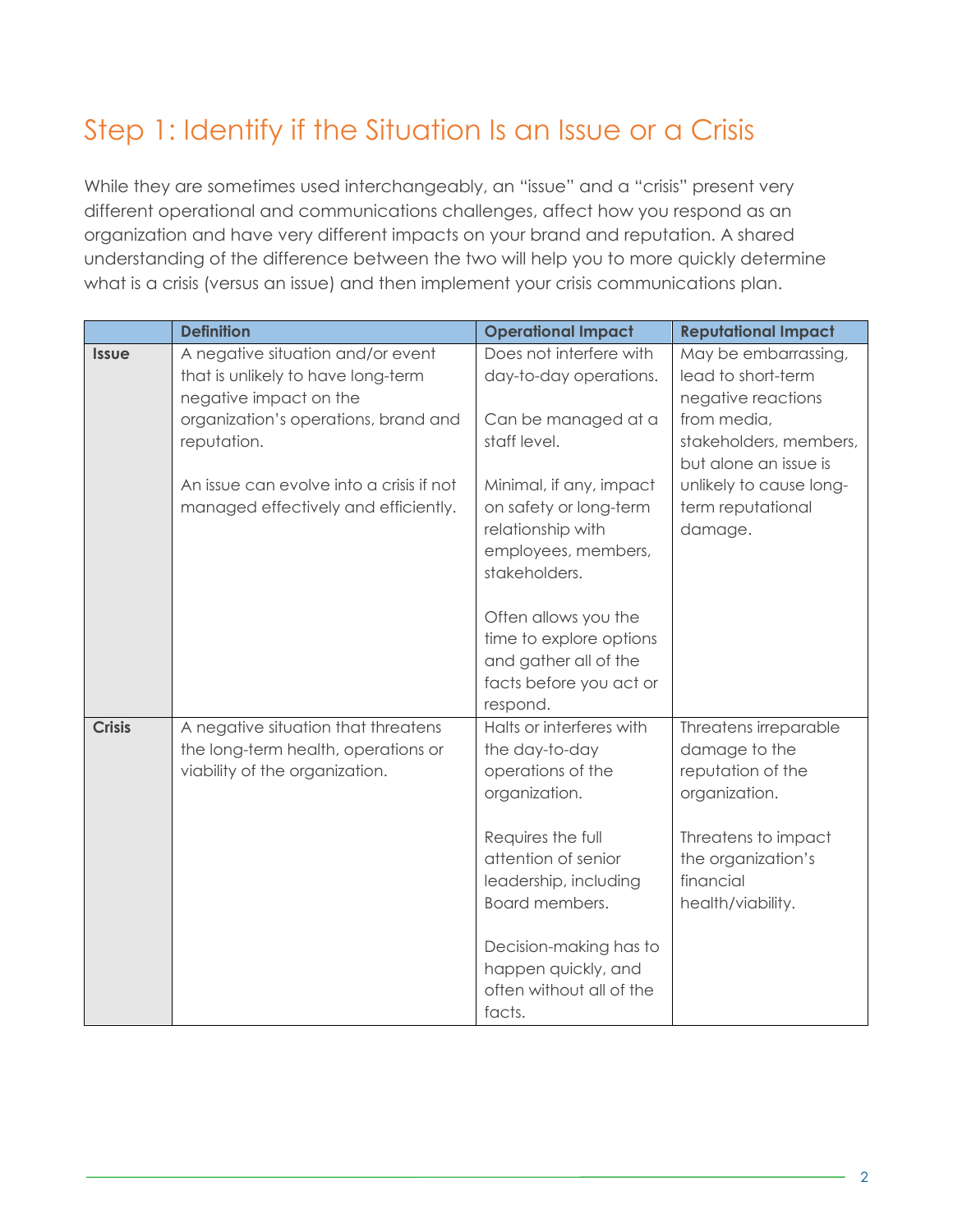## Step 1: Identify if the Situation Is an Issue or a Crisis

While they are sometimes used interchangeably, an "issue" and a "crisis" present very different operational and communications challenges, affect how you respond as an organization and have very different impacts on your brand and reputation. A shared understanding of the difference between the two will help you to more quickly determine what is a crisis (versus an issue) and then implement your crisis communications plan.

| | Definition | Operational Impact | Reputational Impact |
|---|---|---|---|
| **Issue** | A negative situation and/or event that is unlikely to have long-term negative impact on the organization's operations, brand and reputation.<br><br>An issue can evolve into a crisis if not managed effectively and efficiently. | Does not interfere with day-to-day operations.<br><br>Can be managed at a staff level.<br><br>Minimal, if any, impact on safety or long-term relationship with employees, members, stakeholders.<br><br>Often allows you the time to explore options and gather all of the facts before you act or respond. | May be embarrassing, lead to short-term negative reactions from media, stakeholders, members, but alone an issue is unlikely to cause long-term reputational damage. |
| **Crisis** | A negative situation that threatens the long-term health, operations or viability of the organization. | Halts or interferes with the day-to-day operations of the organization.<br><br>Requires the full attention of senior leadership, including Board members.<br><br>Decision-making has to happen quickly, and often without all of the facts. | Threatens irreparable damage to the reputation of the organization.<br><br>Threatens to impact the organization's financial health/viability. |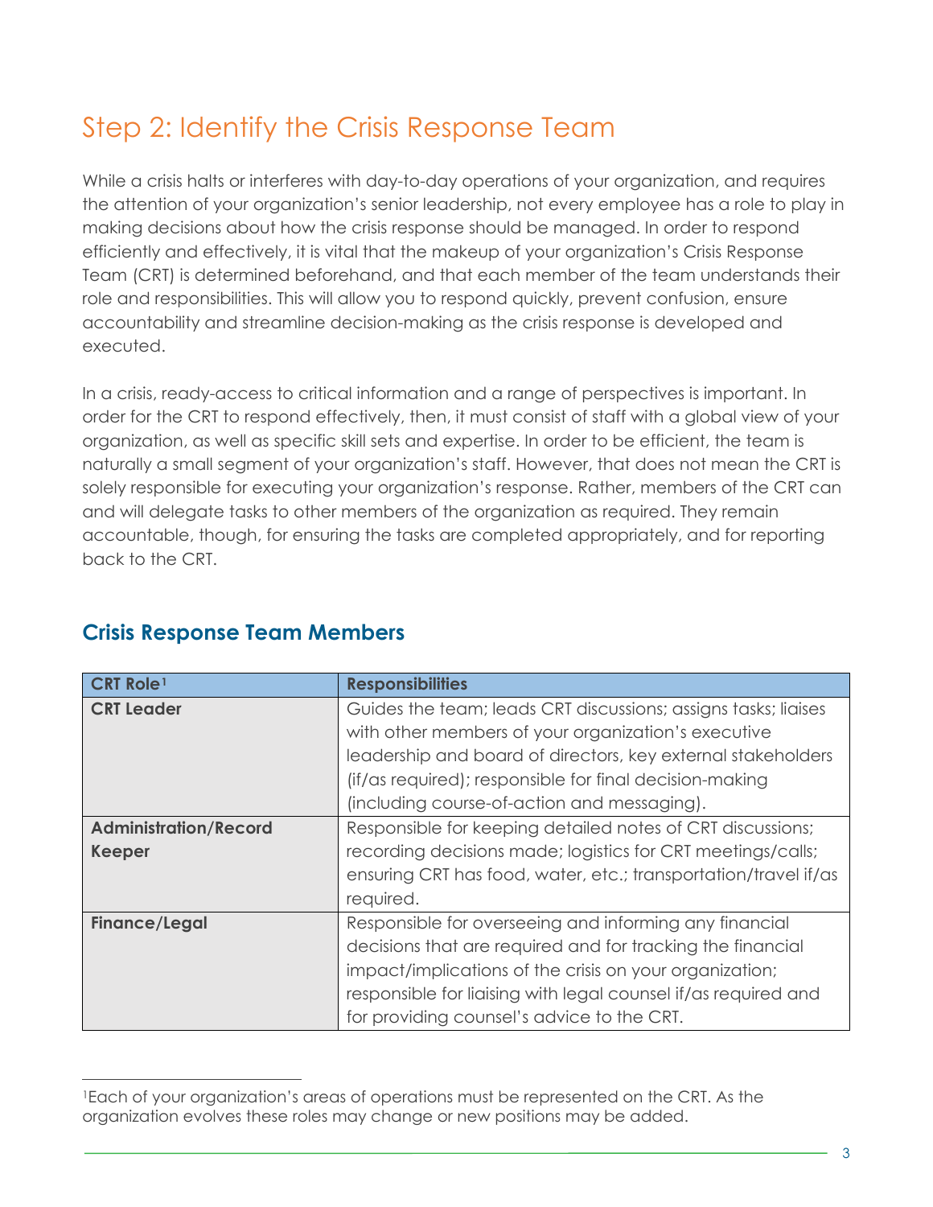# Step 2: Identify the Crisis Response Team

While a crisis halts or interferes with day-to-day operations of your organization, and requires the attention of your organization's senior leadership, not every employee has a role to play in making decisions about how the crisis response should be managed. In order to respond efficiently and effectively, it is vital that the makeup of your organization's Crisis Response Team (CRT) is determined beforehand, and that each member of the team understands their role and responsibilities. This will allow you to respond quickly, prevent confusion, ensure accountability and streamline decision-making as the crisis response is developed and executed.

In a crisis, ready-access to critical information and a range of perspectives is important. In order for the CRT to respond effectively, then, it must consist of staff with a global view of your organization, as well as specific skill sets and expertise. In order to be efficient, the team is naturally a small segment of your organization's staff. However, that does not mean the CRT is solely responsible for executing your organization's response. Rather, members of the CRT can and will delegate tasks to other members of the organization as required. They remain accountable, though, for ensuring the tasks are completed appropriately, and for reporting back to the CRT.

## Crisis Response Team Members

| CRT Role[1] | Responsibilities |
|---|---|
| **CRT Leader** | Guides the team; leads CRT discussions; assigns tasks; liaises with other members of your organization's executive leadership and board of directors, key external stakeholders (if/as required); responsible for final decision-making (including course-of-action and messaging). |
| **Administration/Record Keeper** | Responsible for keeping detailed notes of CRT discussions; recording decisions made; logistics for CRT meetings/calls; ensuring CRT has food, water, etc.; transportation/travel if/as required. |
| **Finance/Legal** | Responsible for overseeing and informing any financial decisions that are required and for tracking the financial impact/implications of the crisis on your organization; responsible for liaising with legal counsel if/as required and for providing counsel's advice to the CRT. |

[1] Each of your organization's areas of operations must be represented on the CRT. As the organization evolves these roles may change or new positions may be added.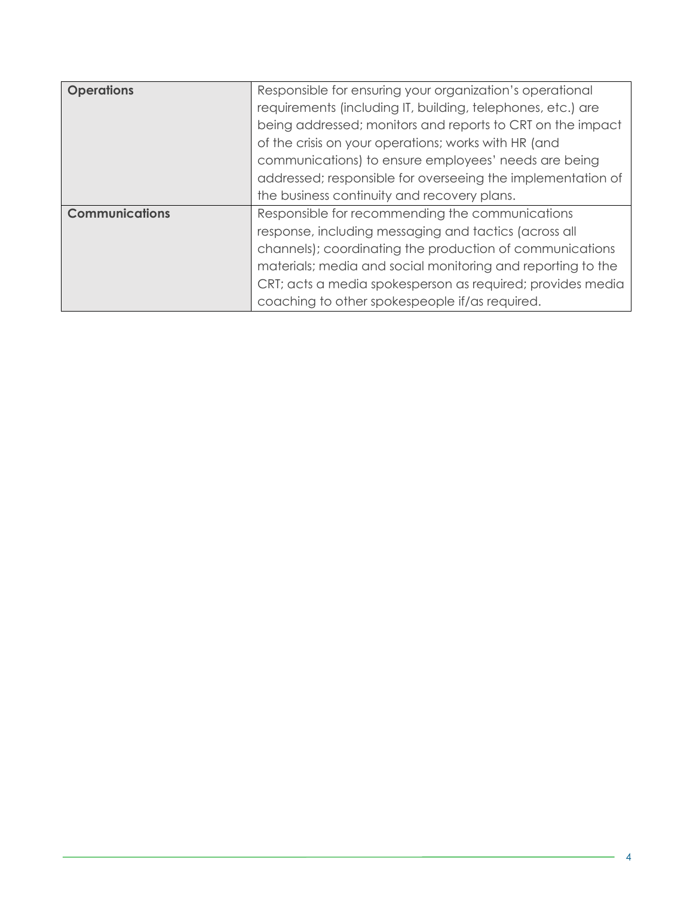| **Operations** | Responsible for ensuring your organization's operational requirements (including IT, building, telephones, etc.) are being addressed; monitors and reports to CRT on the impact of the crisis on your operations; works with HR (and communications) to ensure employees' needs are being addressed; responsible for overseeing the implementation of the business continuity and recovery plans. |
|---|---|
| **Communications** | Responsible for recommending the communications response, including messaging and tactics (across all channels); coordinating the production of communications materials; media and social monitoring and reporting to the CRT; acts a media spokesperson as required; provides media coaching to other spokespeople if/as required. |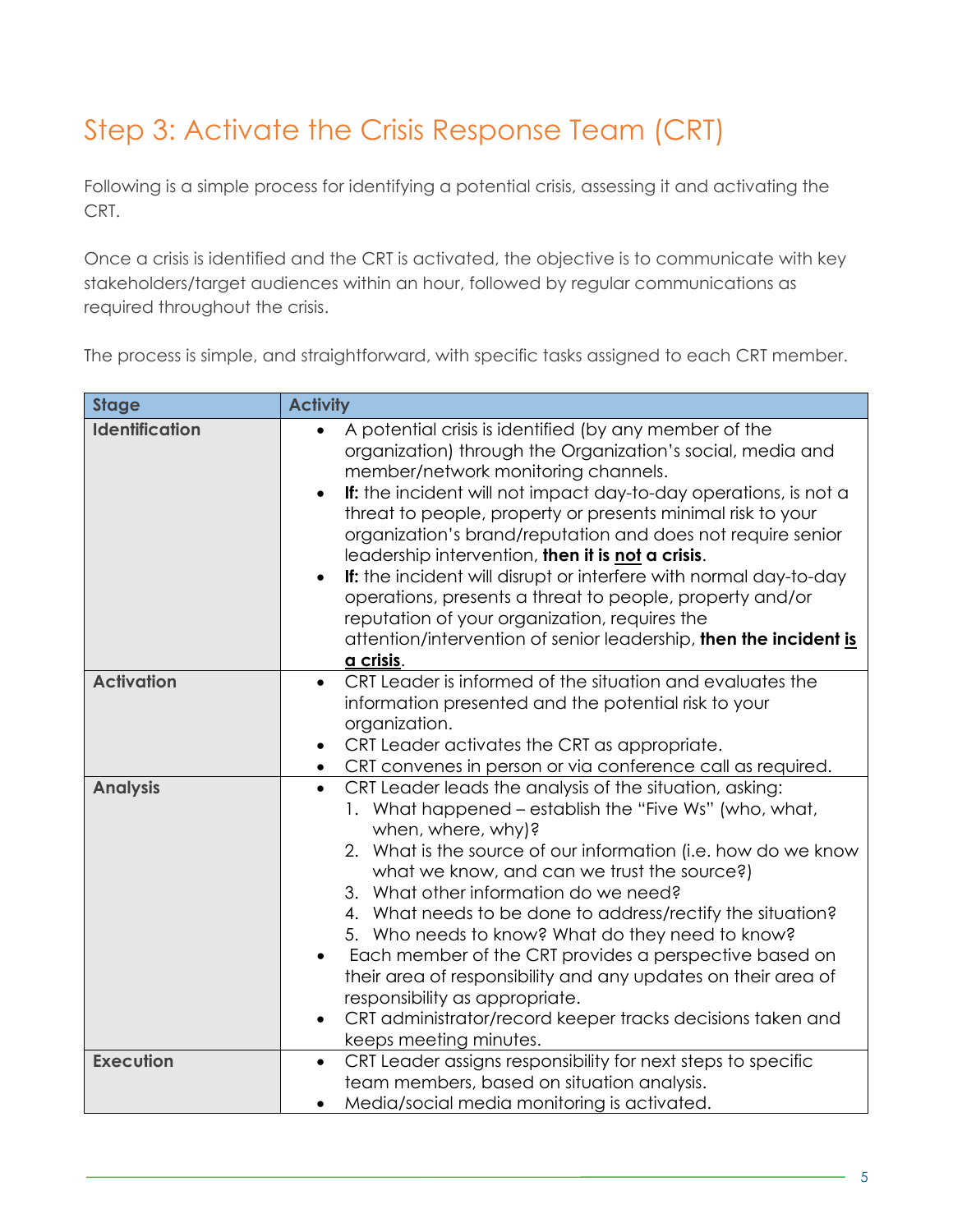## Step 3: Activate the Crisis Response Team (CRT)

Following is a simple process for identifying a potential crisis, assessing it and activating the CRT.

Once a crisis is identified and the CRT is activated, the objective is to communicate with key stakeholders/target audiences within an hour, followed by regular communications as required throughout the crisis.

The process is simple, and straightforward, with specific tasks assigned to each CRT member.

| Stage | Activity |
|---|---|
| **Identification** | • A potential crisis is identified (by any member of the organization) through the Organization's social, media and member/network monitoring channels.<br>• **If:** the incident will not impact day-to-day operations, is not a threat to people, property or presents minimal risk to your organization's brand/reputation and does not require senior leadership intervention, **then it is <u>not</u> a crisis**.<br>• **If:** the incident will disrupt or interfere with normal day-to-day operations, presents a threat to people, property and/or reputation of your organization, requires the attention/intervention of senior leadership, **then the incident <u>is a crisis</u>**. |
| **Activation** | • CRT Leader is informed of the situation and evaluates the information presented and the potential risk to your organization.<br>• CRT Leader activates the CRT as appropriate.<br>• CRT convenes in person or via conference call as required. |
| **Analysis** | • CRT Leader leads the analysis of the situation, asking:<br>1. What happened – establish the "Five Ws" (who, what, when, where, why)?<br>2. What is the source of our information (i.e. how do we know what we know, and can we trust the source?)<br>3. What other information do we need?<br>4. What needs to be done to address/rectify the situation?<br>5. Who needs to know? What do they need to know?<br>• Each member of the CRT provides a perspective based on their area of responsibility and any updates on their area of responsibility as appropriate.<br>• CRT administrator/record keeper tracks decisions taken and keeps meeting minutes. |
| **Execution** | • CRT Leader assigns responsibility for next steps to specific team members, based on situation analysis.<br>• Media/social media monitoring is activated. |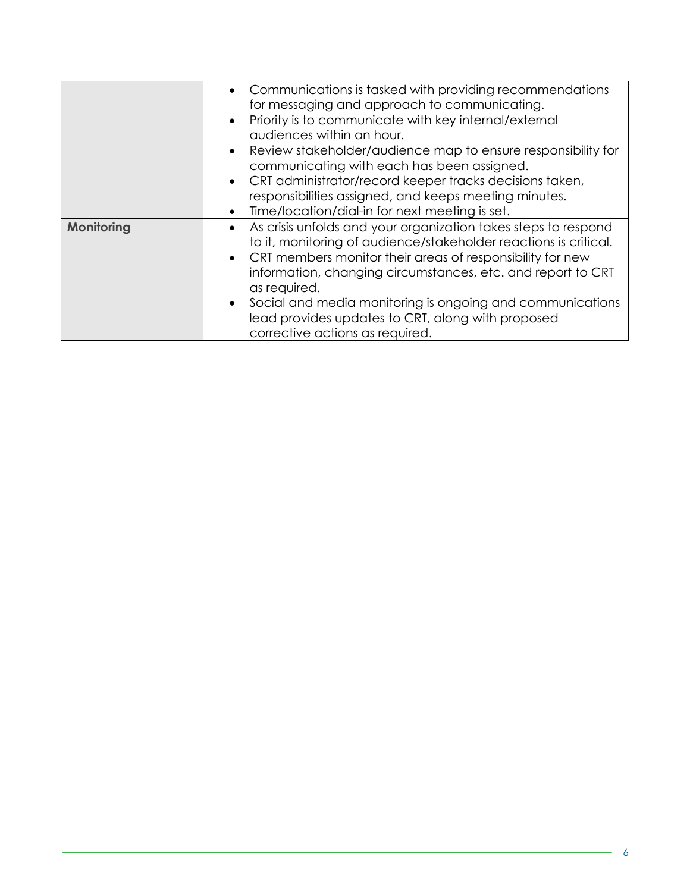| | |
|---|---|
| | • Communications is tasked with providing recommendations for messaging and approach to communicating.<br>• Priority is to communicate with key internal/external audiences within an hour.<br>• Review stakeholder/audience map to ensure responsibility for communicating with each has been assigned.<br>• CRT administrator/record keeper tracks decisions taken, responsibilities assigned, and keeps meeting minutes.<br>• Time/location/dial-in for next meeting is set. |
| **Monitoring** | • As crisis unfolds and your organization takes steps to respond to it, monitoring of audience/stakeholder reactions is critical.<br>• CRT members monitor their areas of responsibility for new information, changing circumstances, etc. and report to CRT as required.<br>• Social and media monitoring is ongoing and communications lead provides updates to CRT, along with proposed corrective actions as required. |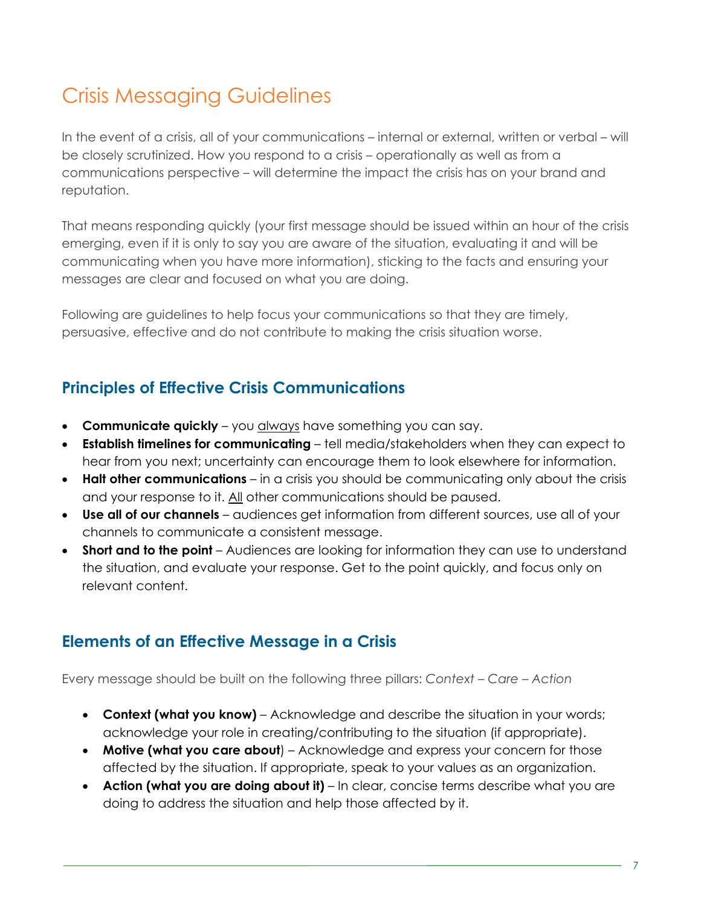# Crisis Messaging Guidelines

In the event of a crisis, all of your communications – internal or external, written or verbal – will be closely scrutinized. How you respond to a crisis – operationally as well as from a communications perspective – will determine the impact the crisis has on your brand and reputation.

That means responding quickly (your first message should be issued within an hour of the crisis emerging, even if it is only to say you are aware of the situation, evaluating it and will be communicating when you have more information), sticking to the facts and ensuring your messages are clear and focused on what you are doing.

Following are guidelines to help focus your communications so that they are timely, persuasive, effective and do not contribute to making the crisis situation worse.

## Principles of Effective Crisis Communications

- **Communicate quickly** – you <u>always</u> have something you can say.
- **Establish timelines for communicating** – tell media/stakeholders when they can expect to hear from you next; uncertainty can encourage them to look elsewhere for information.
- **Halt other communications** – in a crisis you should be communicating only about the crisis and your response to it. <u>All</u> other communications should be paused.
- **Use all of our channels** – audiences get information from different sources, use all of your channels to communicate a consistent message.
- **Short and to the point** – Audiences are looking for information they can use to understand the situation, and evaluate your response. Get to the point quickly, and focus only on relevant content.

## Elements of an Effective Message in a Crisis

Every message should be built on the following three pillars: *Context – Care – Action*

- **Context (what you know)** – Acknowledge and describe the situation in your words; acknowledge your role in creating/contributing to the situation (if appropriate).
- **Motive (what you care about**) – Acknowledge and express your concern for those affected by the situation. If appropriate, speak to your values as an organization.
- **Action (what you are doing about it)** – In clear, concise terms describe what you are doing to address the situation and help those affected by it.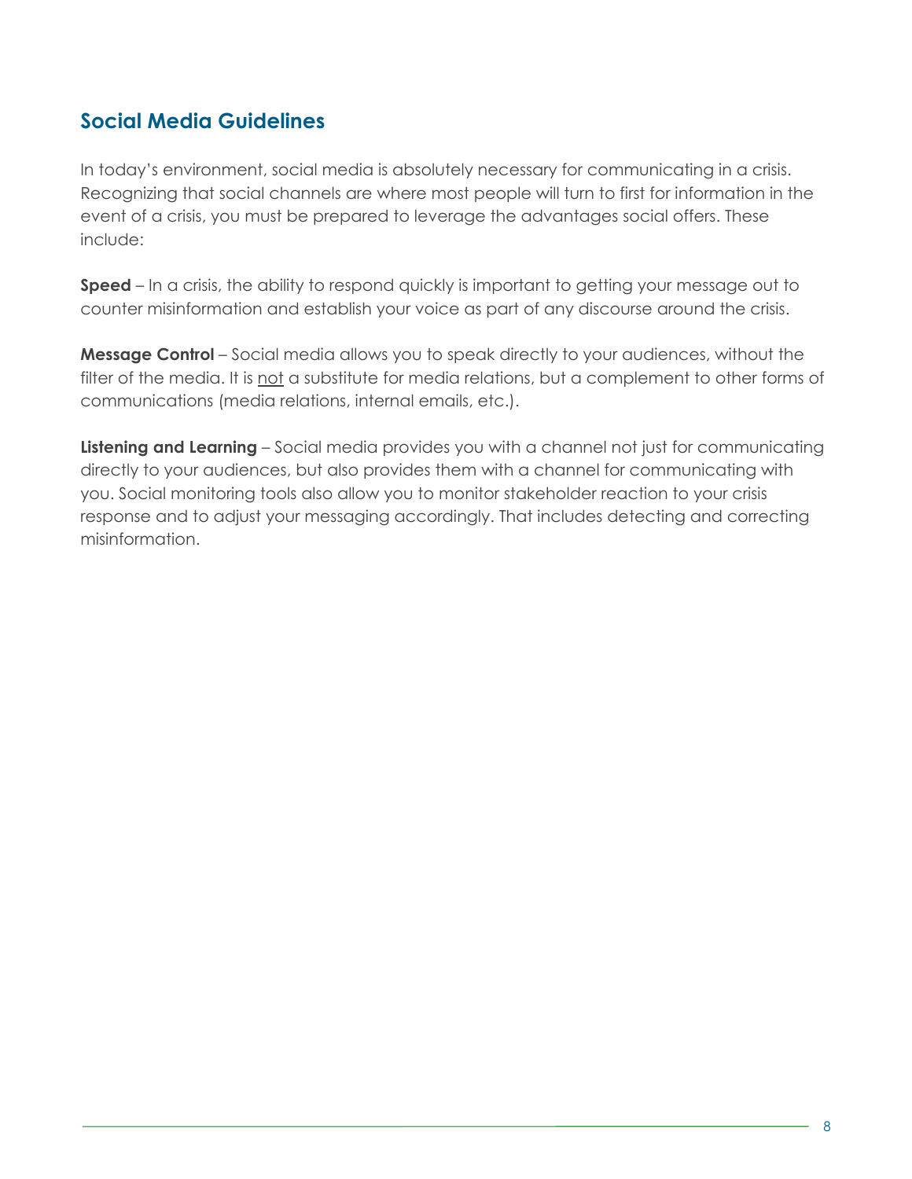## Social Media Guidelines

In today's environment, social media is absolutely necessary for communicating in a crisis. Recognizing that social channels are where most people will turn to first for information in the event of a crisis, you must be prepared to leverage the advantages social offers. These include:

**Speed** – In a crisis, the ability to respond quickly is important to getting your message out to counter misinformation and establish your voice as part of any discourse around the crisis.

**Message Control** – Social media allows you to speak directly to your audiences, without the filter of the media. It is <u>not</u> a substitute for media relations, but a complement to other forms of communications (media relations, internal emails, etc.).

**Listening and Learning** – Social media provides you with a channel not just for communicating directly to your audiences, but also provides them with a channel for communicating with you. Social monitoring tools also allow you to monitor stakeholder reaction to your crisis response and to adjust your messaging accordingly. That includes detecting and correcting misinformation.